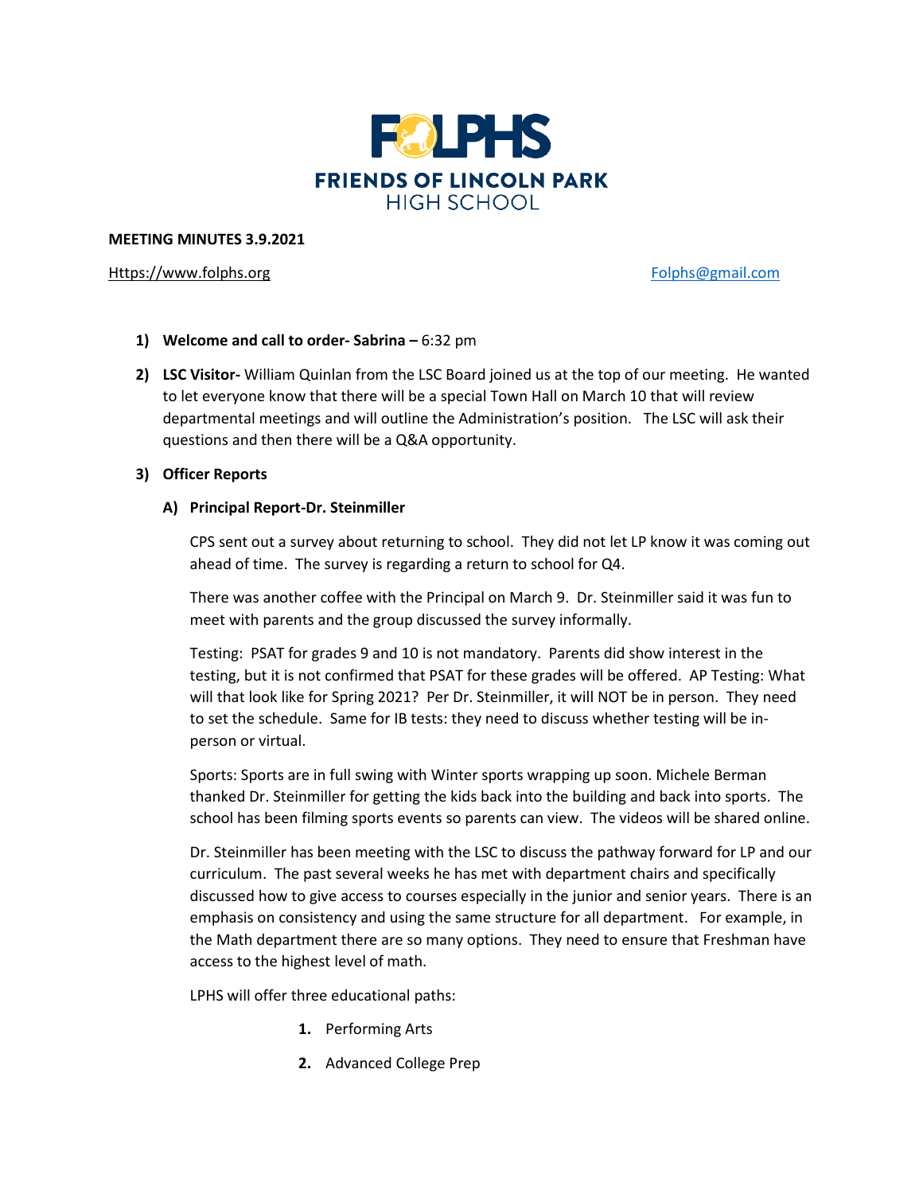# FOLPHS

## FRIENDS OF LINCOLN PARK HIGH SCHOOL

**MEETING MINUTES 3.9.2021**

Https://www.folphs.org Folphs@gmail.com

1) **Welcome and call to order- Sabrina –** 6:32 pm

2) **LSC Visitor-** William Quinlan from the LSC Board joined us at the top of our meeting. He wanted to let everyone know that there will be a special Town Hall on March 10 that will review departmental meetings and will outline the Administration's position. The LSC will ask their questions and then there will be a Q&A opportunity.

3) **Officer Reports**

   A) **Principal Report-Dr. Steinmiller**

   CPS sent out a survey about returning to school. They did not let LP know it was coming out ahead of time. The survey is regarding a return to school for Q4.

   There was another coffee with the Principal on March 9. Dr. Steinmiller said it was fun to meet with parents and the group discussed the survey informally.

   Testing: PSAT for grades 9 and 10 is not mandatory. Parents did show interest in the testing, but it is not confirmed that PSAT for these grades will be offered. AP Testing: What will that look like for Spring 2021? Per Dr. Steinmiller, it will NOT be in person. They need to set the schedule. Same for IB tests: they need to discuss whether testing will be in-person or virtual.

   Sports: Sports are in full swing with Winter sports wrapping up soon. Michele Berman thanked Dr. Steinmiller for getting the kids back into the building and back into sports. The school has been filming sports events so parents can view. The videos will be shared online.

   Dr. Steinmiller has been meeting with the LSC to discuss the pathway forward for LP and our curriculum. The past several weeks he has met with department chairs and specifically discussed how to give access to courses especially in the junior and senior years. There is an emphasis on consistency and using the same structure for all department. For example, in the Math department there are so many options. They need to ensure that Freshman have access to the highest level of math.

   LPHS will offer three educational paths:

   1. Performing Arts
   2. Advanced College Prep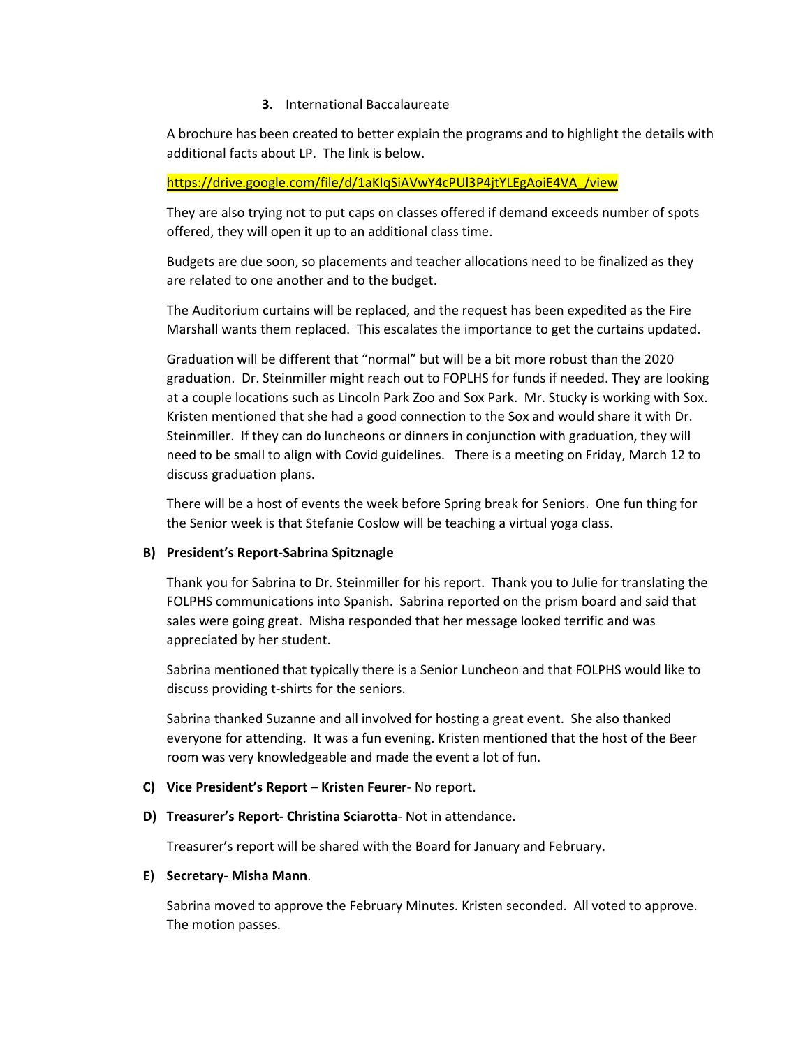**3.** International Baccalaureate

A brochure has been created to better explain the programs and to highlight the details with additional facts about LP. The link is below.

https://drive.google.com/file/d/1aKIqSiAVwY4cPUl3P4jtYLEgAoiE4VA_/view

They are also trying not to put caps on classes offered if demand exceeds number of spots offered, they will open it up to an additional class time.

Budgets are due soon, so placements and teacher allocations need to be finalized as they are related to one another and to the budget.

The Auditorium curtains will be replaced, and the request has been expedited as the Fire Marshall wants them replaced. This escalates the importance to get the curtains updated.

Graduation will be different that "normal" but will be a bit more robust than the 2020 graduation. Dr. Steinmiller might reach out to FOPLHS for funds if needed. They are looking at a couple locations such as Lincoln Park Zoo and Sox Park. Mr. Stucky is working with Sox. Kristen mentioned that she had a good connection to the Sox and would share it with Dr. Steinmiller. If they can do luncheons or dinners in conjunction with graduation, they will need to be small to align with Covid guidelines. There is a meeting on Friday, March 12 to discuss graduation plans.

There will be a host of events the week before Spring break for Seniors. One fun thing for the Senior week is that Stefanie Coslow will be teaching a virtual yoga class.

**B) President's Report-Sabrina Spitznagle**

Thank you for Sabrina to Dr. Steinmiller for his report. Thank you to Julie for translating the FOLPHS communications into Spanish. Sabrina reported on the prism board and said that sales were going great. Misha responded that her message looked terrific and was appreciated by her student.

Sabrina mentioned that typically there is a Senior Luncheon and that FOLPHS would like to discuss providing t-shirts for the seniors.

Sabrina thanked Suzanne and all involved for hosting a great event. She also thanked everyone for attending. It was a fun evening. Kristen mentioned that the host of the Beer room was very knowledgeable and made the event a lot of fun.

**C) Vice President's Report – Kristen Feurer**- No report.

**D) Treasurer's Report- Christina Sciarotta**- Not in attendance.

Treasurer's report will be shared with the Board for January and February.

**E) Secretary- Misha Mann**.

Sabrina moved to approve the February Minutes. Kristen seconded. All voted to approve. The motion passes.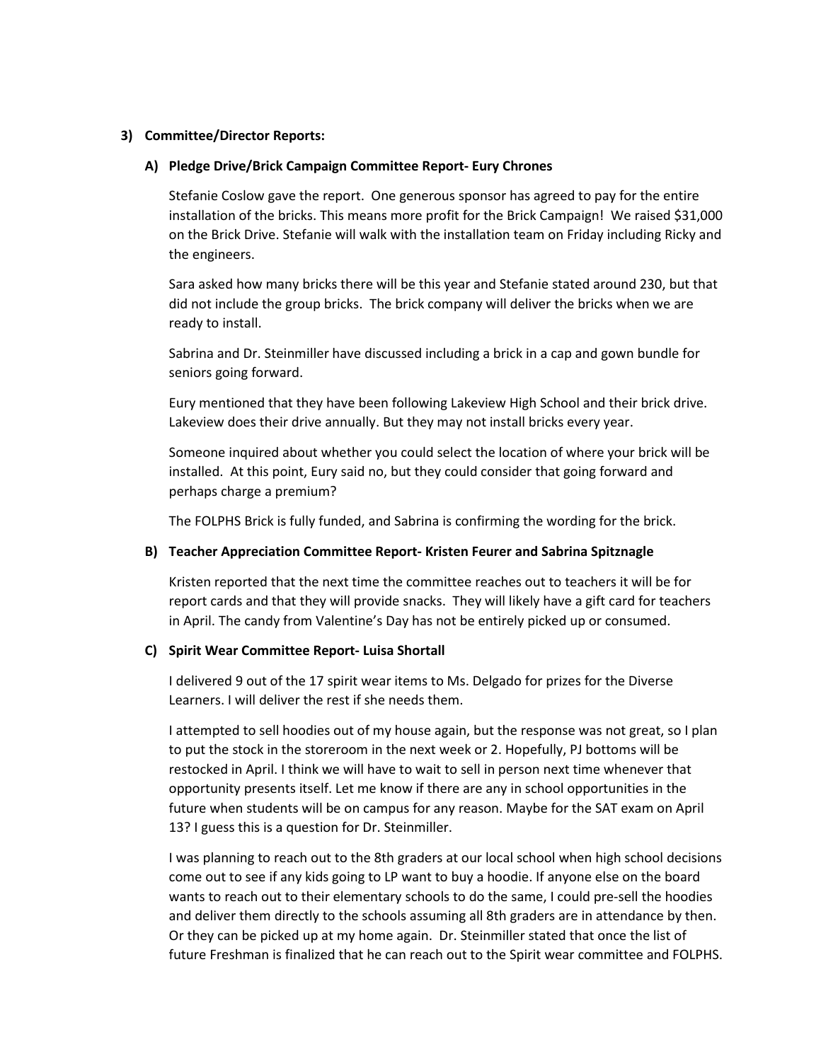**3) Committee/Director Reports:**

**A) Pledge Drive/Brick Campaign Committee Report- Eury Chrones**

Stefanie Coslow gave the report. One generous sponsor has agreed to pay for the entire installation of the bricks. This means more profit for the Brick Campaign! We raised $31,000 on the Brick Drive. Stefanie will walk with the installation team on Friday including Ricky and the engineers.

Sara asked how many bricks there will be this year and Stefanie stated around 230, but that did not include the group bricks. The brick company will deliver the bricks when we are ready to install.

Sabrina and Dr. Steinmiller have discussed including a brick in a cap and gown bundle for seniors going forward.

Eury mentioned that they have been following Lakeview High School and their brick drive. Lakeview does their drive annually. But they may not install bricks every year.

Someone inquired about whether you could select the location of where your brick will be installed. At this point, Eury said no, but they could consider that going forward and perhaps charge a premium?

The FOLPHS Brick is fully funded, and Sabrina is confirming the wording for the brick.

**B) Teacher Appreciation Committee Report- Kristen Feurer and Sabrina Spitznagle**

Kristen reported that the next time the committee reaches out to teachers it will be for report cards and that they will provide snacks. They will likely have a gift card for teachers in April. The candy from Valentine's Day has not be entirely picked up or consumed.

**C) Spirit Wear Committee Report- Luisa Shortall**

I delivered 9 out of the 17 spirit wear items to Ms. Delgado for prizes for the Diverse Learners. I will deliver the rest if she needs them.

I attempted to sell hoodies out of my house again, but the response was not great, so I plan to put the stock in the storeroom in the next week or 2. Hopefully, PJ bottoms will be restocked in April. I think we will have to wait to sell in person next time whenever that opportunity presents itself. Let me know if there are any in school opportunities in the future when students will be on campus for any reason. Maybe for the SAT exam on April 13? I guess this is a question for Dr. Steinmiller.

I was planning to reach out to the 8th graders at our local school when high school decisions come out to see if any kids going to LP want to buy a hoodie. If anyone else on the board wants to reach out to their elementary schools to do the same, I could pre-sell the hoodies and deliver them directly to the schools assuming all 8th graders are in attendance by then. Or they can be picked up at my home again. Dr. Steinmiller stated that once the list of future Freshman is finalized that he can reach out to the Spirit wear committee and FOLPHS.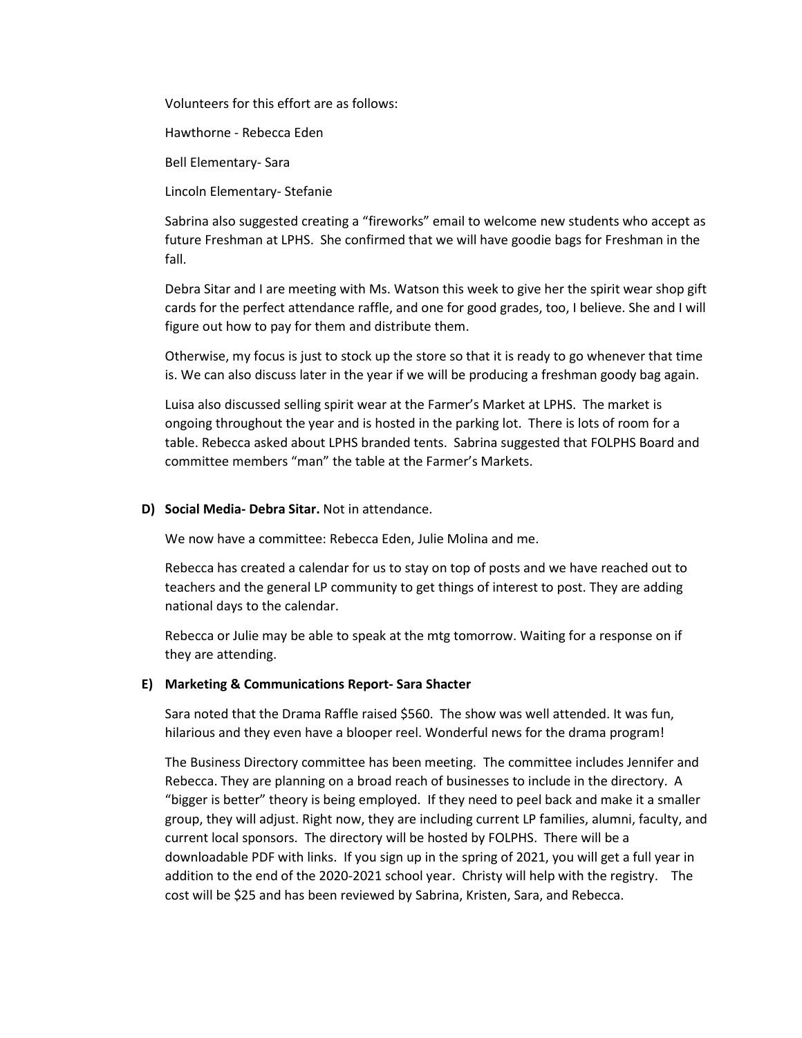Volunteers for this effort are as follows:

Hawthorne - Rebecca Eden

Bell Elementary- Sara

Lincoln Elementary- Stefanie

Sabrina also suggested creating a "fireworks" email to welcome new students who accept as future Freshman at LPHS. She confirmed that we will have goodie bags for Freshman in the fall.

Debra Sitar and I are meeting with Ms. Watson this week to give her the spirit wear shop gift cards for the perfect attendance raffle, and one for good grades, too, I believe. She and I will figure out how to pay for them and distribute them.

Otherwise, my focus is just to stock up the store so that it is ready to go whenever that time is. We can also discuss later in the year if we will be producing a freshman goody bag again.

Luisa also discussed selling spirit wear at the Farmer's Market at LPHS. The market is ongoing throughout the year and is hosted in the parking lot. There is lots of room for a table. Rebecca asked about LPHS branded tents. Sabrina suggested that FOLPHS Board and committee members "man" the table at the Farmer's Markets.

**D) Social Media- Debra Sitar.** Not in attendance.

We now have a committee: Rebecca Eden, Julie Molina and me.

Rebecca has created a calendar for us to stay on top of posts and we have reached out to teachers and the general LP community to get things of interest to post. They are adding national days to the calendar.

Rebecca or Julie may be able to speak at the mtg tomorrow. Waiting for a response on if they are attending.

**E) Marketing & Communications Report- Sara Shacter**

Sara noted that the Drama Raffle raised $560. The show was well attended. It was fun, hilarious and they even have a blooper reel. Wonderful news for the drama program!

The Business Directory committee has been meeting. The committee includes Jennifer and Rebecca. They are planning on a broad reach of businesses to include in the directory. A "bigger is better" theory is being employed. If they need to peel back and make it a smaller group, they will adjust. Right now, they are including current LP families, alumni, faculty, and current local sponsors. The directory will be hosted by FOLPHS. There will be a downloadable PDF with links. If you sign up in the spring of 2021, you will get a full year in addition to the end of the 2020-2021 school year. Christy will help with the registry. The cost will be $25 and has been reviewed by Sabrina, Kristen, Sara, and Rebecca.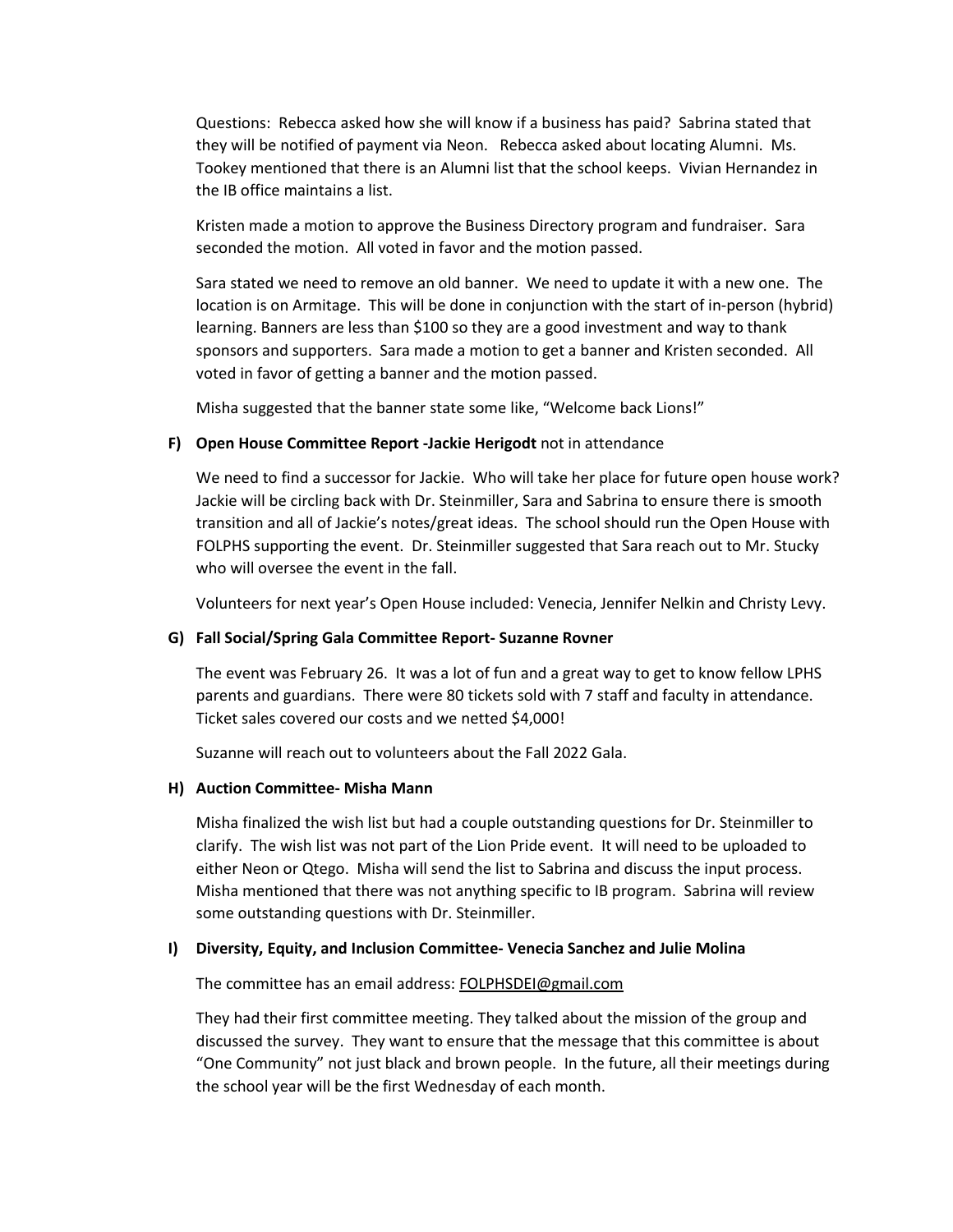Questions: Rebecca asked how she will know if a business has paid? Sabrina stated that they will be notified of payment via Neon. Rebecca asked about locating Alumni. Ms. Tookey mentioned that there is an Alumni list that the school keeps. Vivian Hernandez in the IB office maintains a list.

Kristen made a motion to approve the Business Directory program and fundraiser. Sara seconded the motion. All voted in favor and the motion passed.

Sara stated we need to remove an old banner. We need to update it with a new one. The location is on Armitage. This will be done in conjunction with the start of in-person (hybrid) learning. Banners are less than $100 so they are a good investment and way to thank sponsors and supporters. Sara made a motion to get a banner and Kristen seconded. All voted in favor of getting a banner and the motion passed.

Misha suggested that the banner state some like, "Welcome back Lions!"

**F) Open House Committee Report -Jackie Herigodt** not in attendance

We need to find a successor for Jackie. Who will take her place for future open house work? Jackie will be circling back with Dr. Steinmiller, Sara and Sabrina to ensure there is smooth transition and all of Jackie's notes/great ideas. The school should run the Open House with FOLPHS supporting the event. Dr. Steinmiller suggested that Sara reach out to Mr. Stucky who will oversee the event in the fall.

Volunteers for next year's Open House included: Venecia, Jennifer Nelkin and Christy Levy.

**G) Fall Social/Spring Gala Committee Report- Suzanne Rovner**

The event was February 26. It was a lot of fun and a great way to get to know fellow LPHS parents and guardians. There were 80 tickets sold with 7 staff and faculty in attendance. Ticket sales covered our costs and we netted $4,000!

Suzanne will reach out to volunteers about the Fall 2022 Gala.

**H) Auction Committee- Misha Mann**

Misha finalized the wish list but had a couple outstanding questions for Dr. Steinmiller to clarify. The wish list was not part of the Lion Pride event. It will need to be uploaded to either Neon or Qtego. Misha will send the list to Sabrina and discuss the input process. Misha mentioned that there was not anything specific to IB program. Sabrina will review some outstanding questions with Dr. Steinmiller.

**I) Diversity, Equity, and Inclusion Committee- Venecia Sanchez and Julie Molina**

The committee has an email address: FOLPHSDEI@gmail.com

They had their first committee meeting. They talked about the mission of the group and discussed the survey. They want to ensure that the message that this committee is about "One Community" not just black and brown people. In the future, all their meetings during the school year will be the first Wednesday of each month.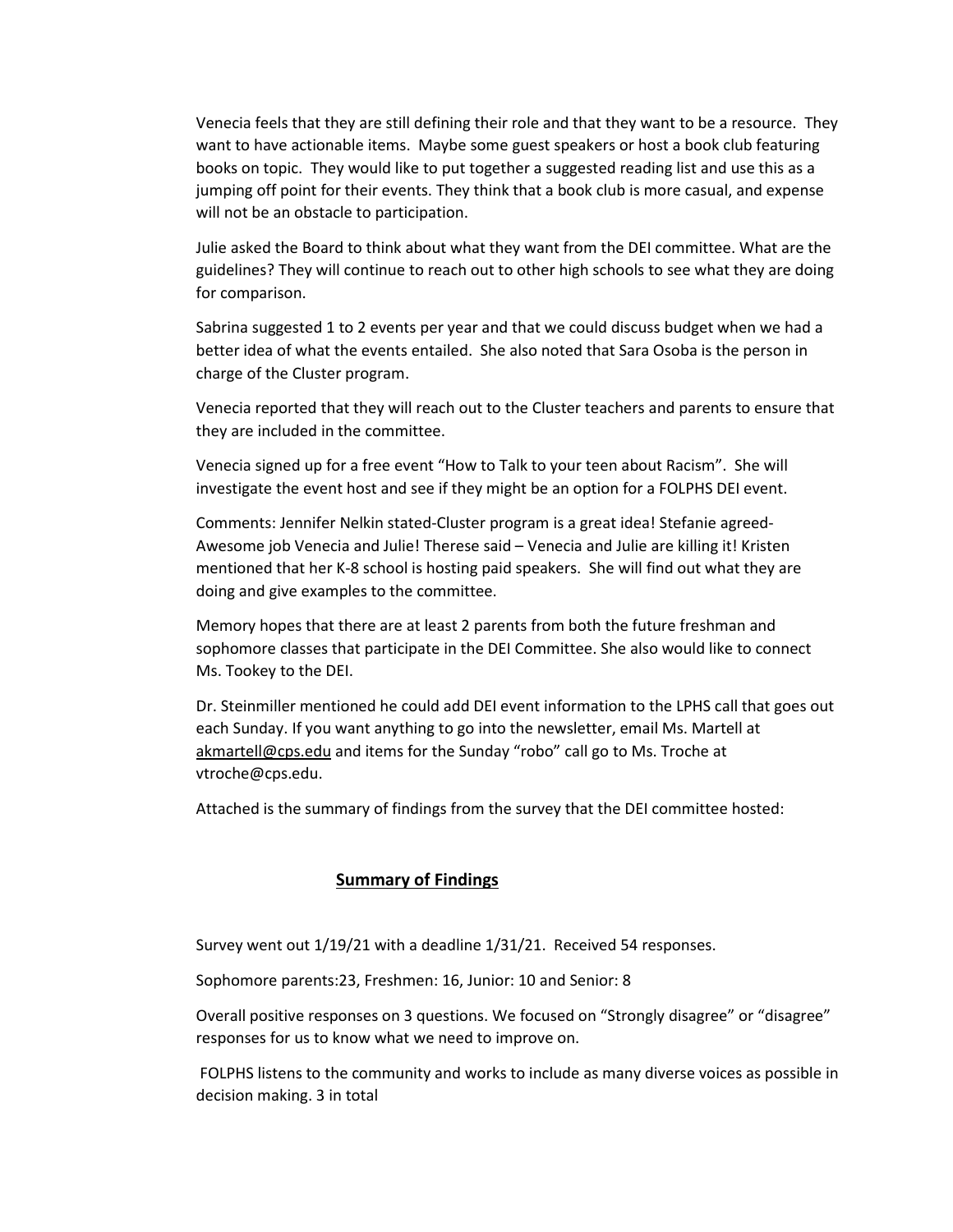Venecia feels that they are still defining their role and that they want to be a resource. They want to have actionable items. Maybe some guest speakers or host a book club featuring books on topic. They would like to put together a suggested reading list and use this as a jumping off point for their events. They think that a book club is more casual, and expense will not be an obstacle to participation.

Julie asked the Board to think about what they want from the DEI committee. What are the guidelines? They will continue to reach out to other high schools to see what they are doing for comparison.

Sabrina suggested 1 to 2 events per year and that we could discuss budget when we had a better idea of what the events entailed. She also noted that Sara Osoba is the person in charge of the Cluster program.

Venecia reported that they will reach out to the Cluster teachers and parents to ensure that they are included in the committee.

Venecia signed up for a free event "How to Talk to your teen about Racism". She will investigate the event host and see if they might be an option for a FOLPHS DEI event.

Comments: Jennifer Nelkin stated-Cluster program is a great idea! Stefanie agreed-Awesome job Venecia and Julie! Therese said – Venecia and Julie are killing it! Kristen mentioned that her K-8 school is hosting paid speakers. She will find out what they are doing and give examples to the committee.

Memory hopes that there are at least 2 parents from both the future freshman and sophomore classes that participate in the DEI Committee. She also would like to connect Ms. Tookey to the DEI.

Dr. Steinmiller mentioned he could add DEI event information to the LPHS call that goes out each Sunday. If you want anything to go into the newsletter, email Ms. Martell at akmartell@cps.edu and items for the Sunday "robo" call go to Ms. Troche at vtroche@cps.edu.

Attached is the summary of findings from the survey that the DEI committee hosted:

## Summary of Findings

Survey went out 1/19/21 with a deadline 1/31/21. Received 54 responses.

Sophomore parents:23, Freshmen: 16, Junior: 10 and Senior: 8

Overall positive responses on 3 questions. We focused on "Strongly disagree" or "disagree" responses for us to know what we need to improve on.

FOLPHS listens to the community and works to include as many diverse voices as possible in decision making. 3 in total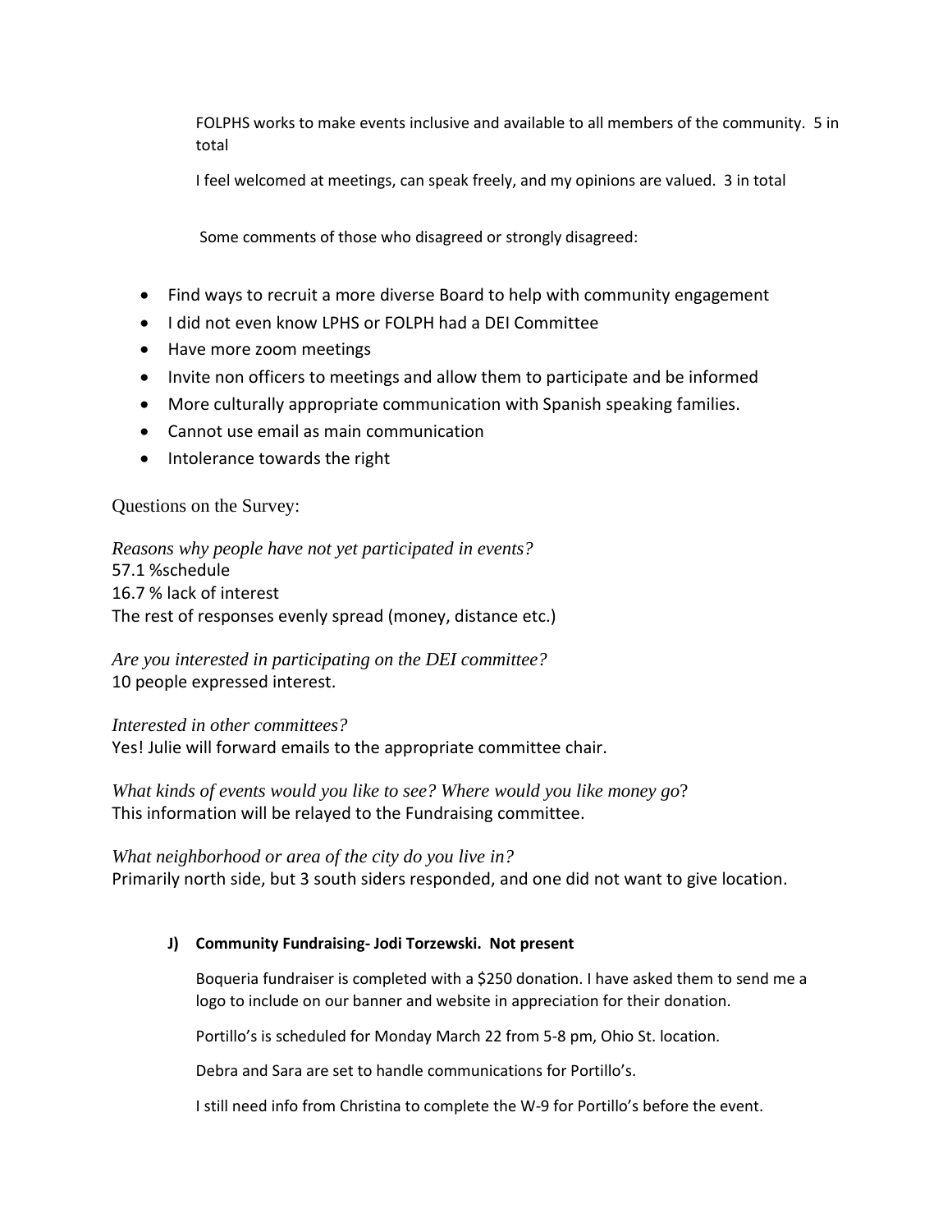FOLPHS works to make events inclusive and available to all members of the community. 5 in total

I feel welcomed at meetings, can speak freely, and my opinions are valued. 3 in total

Some comments of those who disagreed or strongly disagreed:

- Find ways to recruit a more diverse Board to help with community engagement
- I did not even know LPHS or FOLPH had a DEI Committee
- Have more zoom meetings
- Invite non officers to meetings and allow them to participate and be informed
- More culturally appropriate communication with Spanish speaking families.
- Cannot use email as main communication
- Intolerance towards the right

Questions on the Survey:

*Reasons why people have not yet participated in events?*
57.1 %schedule
16.7 % lack of interest
The rest of responses evenly spread (money, distance etc.)

*Are you interested in participating on the DEI committee?*
10 people expressed interest.

*Interested in other committees?*
Yes! Julie will forward emails to the appropriate committee chair.

*What kinds of events would you like to see? Where would you like money go*?
This information will be relayed to the Fundraising committee.

*What neighborhood or area of the city do you live in?*
Primarily north side, but 3 south siders responded, and one did not want to give location.

**J) Community Fundraising- Jodi Torzewski. Not present**

Boqueria fundraiser is completed with a $250 donation. I have asked them to send me a logo to include on our banner and website in appreciation for their donation.

Portillo's is scheduled for Monday March 22 from 5-8 pm, Ohio St. location.

Debra and Sara are set to handle communications for Portillo's.

I still need info from Christina to complete the W-9 for Portillo's before the event.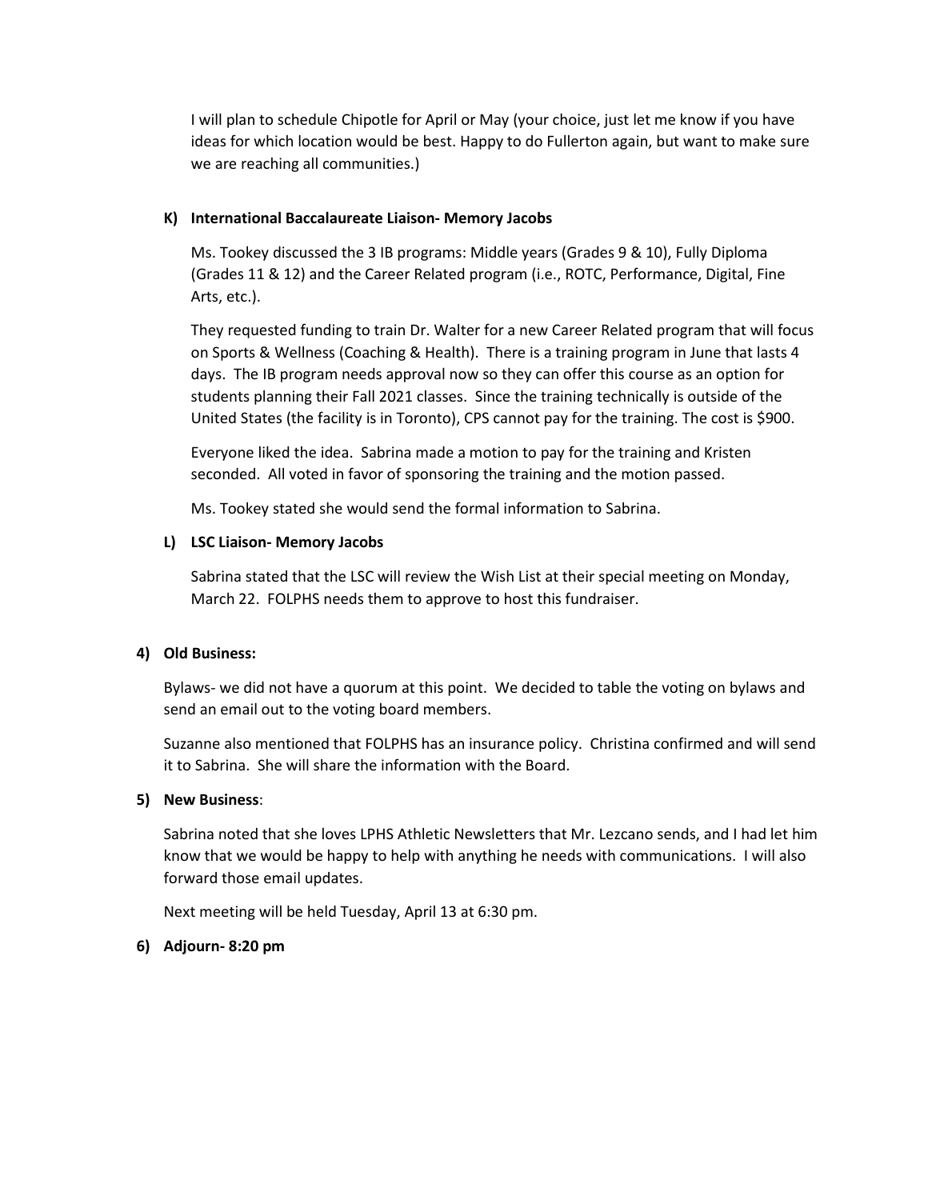I will plan to schedule Chipotle for April or May (your choice, just let me know if you have ideas for which location would be best. Happy to do Fullerton again, but want to make sure we are reaching all communities.)

**K) International Baccalaureate Liaison- Memory Jacobs**

Ms. Tookey discussed the 3 IB programs: Middle years (Grades 9 & 10), Fully Diploma (Grades 11 & 12) and the Career Related program (i.e., ROTC, Performance, Digital, Fine Arts, etc.).

They requested funding to train Dr. Walter for a new Career Related program that will focus on Sports & Wellness (Coaching & Health). There is a training program in June that lasts 4 days. The IB program needs approval now so they can offer this course as an option for students planning their Fall 2021 classes. Since the training technically is outside of the United States (the facility is in Toronto), CPS cannot pay for the training. The cost is $900.

Everyone liked the idea. Sabrina made a motion to pay for the training and Kristen seconded. All voted in favor of sponsoring the training and the motion passed.

Ms. Tookey stated she would send the formal information to Sabrina.

**L) LSC Liaison- Memory Jacobs**

Sabrina stated that the LSC will review the Wish List at their special meeting on Monday, March 22. FOLPHS needs them to approve to host this fundraiser.

**4) Old Business:**

Bylaws- we did not have a quorum at this point. We decided to table the voting on bylaws and send an email out to the voting board members.

Suzanne also mentioned that FOLPHS has an insurance policy. Christina confirmed and will send it to Sabrina. She will share the information with the Board.

**5) New Business**:

Sabrina noted that she loves LPHS Athletic Newsletters that Mr. Lezcano sends, and I had let him know that we would be happy to help with anything he needs with communications. I will also forward those email updates.

Next meeting will be held Tuesday, April 13 at 6:30 pm.

**6) Adjourn- 8:20 pm**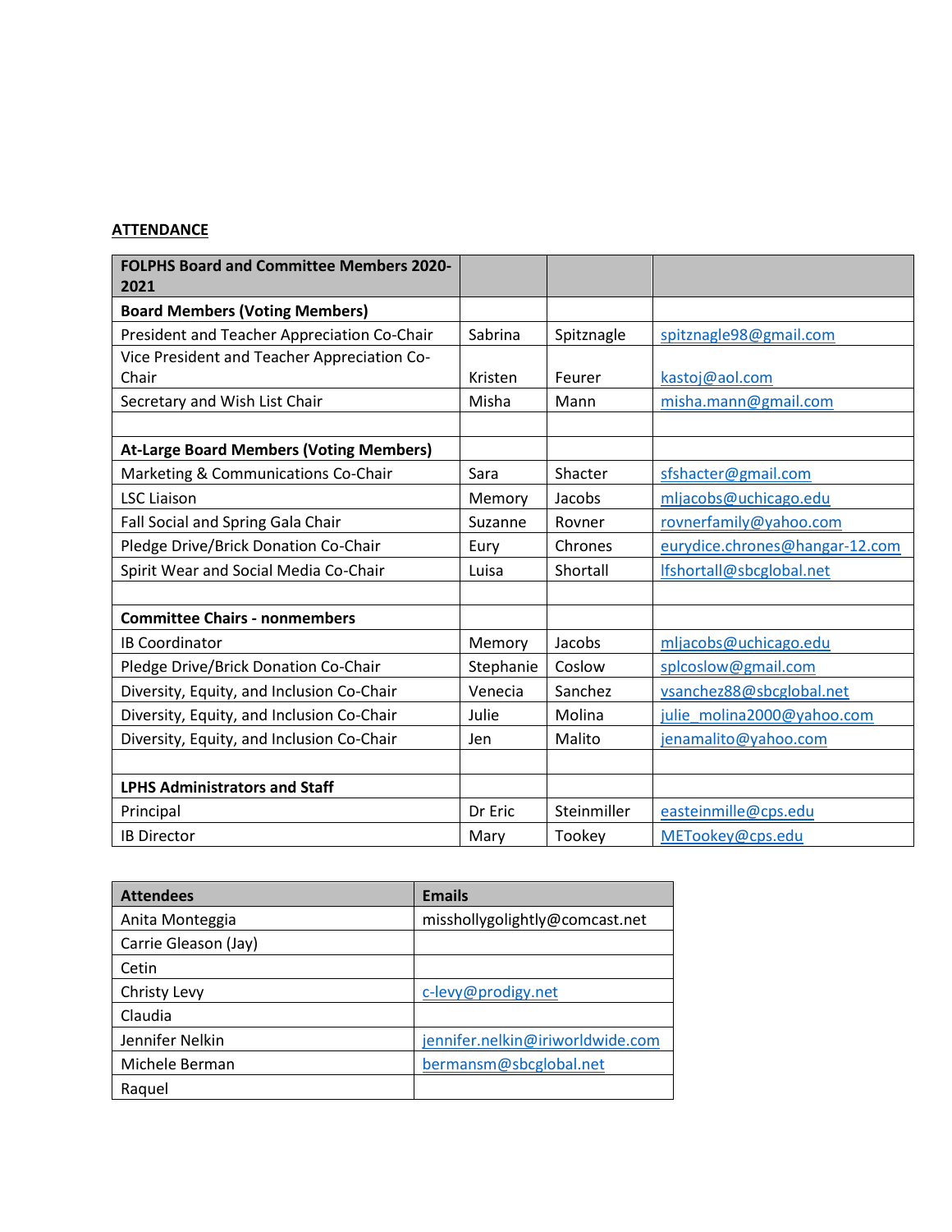**ATTENDANCE**

| FOLPHS Board and Committee Members 2020-2021 | | | |
|---|---|---|---|
| **Board Members (Voting Members)** | | | |
| President and Teacher Appreciation Co-Chair | Sabrina | Spitznagle | spitznagle98@gmail.com |
| Vice President and Teacher Appreciation Co-Chair | Kristen | Feurer | kastoj@aol.com |
| Secretary and Wish List Chair | Misha | Mann | misha.mann@gmail.com |
| | | | |
| **At-Large Board Members (Voting Members)** | | | |
| Marketing & Communications Co-Chair | Sara | Shacter | sfshacter@gmail.com |
| LSC Liaison | Memory | Jacobs | mljacobs@uchicago.edu |
| Fall Social and Spring Gala Chair | Suzanne | Rovner | rovnerfamily@yahoo.com |
| Pledge Drive/Brick Donation Co-Chair | Eury | Chrones | eurydice.chrones@hangar-12.com |
| Spirit Wear and Social Media Co-Chair | Luisa | Shortall | lfshortall@sbcglobal.net |
| | | | |
| **Committee Chairs - nonmembers** | | | |
| IB Coordinator | Memory | Jacobs | mljacobs@uchicago.edu |
| Pledge Drive/Brick Donation Co-Chair | Stephanie | Coslow | splcoslow@gmail.com |
| Diversity, Equity, and Inclusion Co-Chair | Venecia | Sanchez | vsanchez88@sbcglobal.net |
| Diversity, Equity, and Inclusion Co-Chair | Julie | Molina | julie_molina2000@yahoo.com |
| Diversity, Equity, and Inclusion Co-Chair | Jen | Malito | jenamalito@yahoo.com |
| | | | |
| **LPHS Administrators and Staff** | | | |
| Principal | Dr Eric | Steinmiller | easteinmille@cps.edu |
| IB Director | Mary | Tookey | METookey@cps.edu |

| Attendees | Emails |
|---|---|
| Anita Monteggia | misshollygolightly@comcast.net |
| Carrie Gleason (Jay) | |
| Cetin | |
| Christy Levy | c-levy@prodigy.net |
| Claudia | |
| Jennifer Nelkin | jennifer.nelkin@iriworldwide.com |
| Michele Berman | bermansm@sbcglobal.net |
| Raquel | |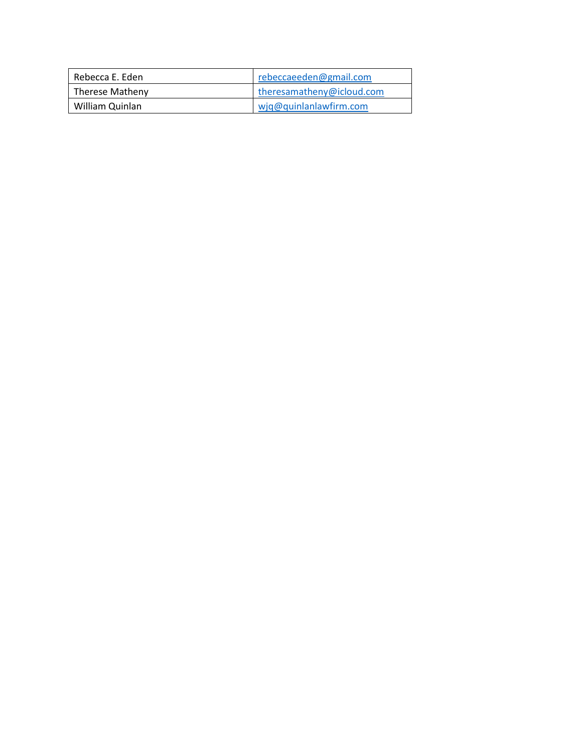| | |
|---|---|
| Rebecca E. Eden | rebeccaeeden@gmail.com |
| Therese Matheny | theresamatheny@icloud.com |
| William Quinlan | wjq@quinlanlawfirm.com |